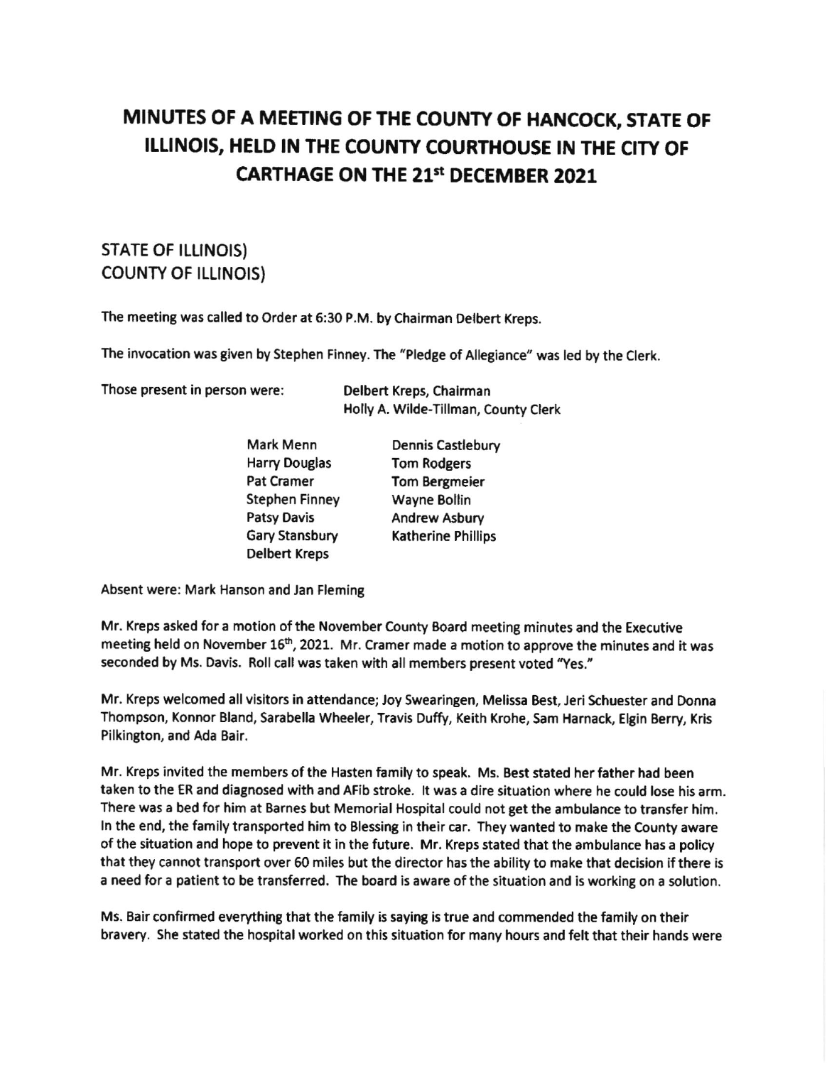# MINUTES OF A MEETING OF THE COUNTY OF HANCOCK, STATE OF ILLINOIS, HELD IN THE COUNTY COURTHOUSE IN THE CITY OF CARTHAGE ON THE 21st DECEMBER 2021

STATE OF ILLINOIS)
COUNTY OF ILLINOIS)

The meeting was called to Order at 6:30 P.M. by Chairman Delbert Kreps.

The invocation was given by Stephen Finney. The "Pledge of Allegiance" was led by the Clerk.

Those present in person were: Delbert Kreps, Chairman
Holly A. Wilde-Tillman, County Clerk

| | |
|---|---|
| Mark Menn | Dennis Castlebury |
| Harry Douglas | Tom Rodgers |
| Pat Cramer | Tom Bergmeier |
| Stephen Finney | Wayne Bollin |
| Patsy Davis | Andrew Asbury |
| Gary Stansbury | Katherine Phillips |
| Delbert Kreps | |

Absent were: Mark Hanson and Jan Fleming

Mr. Kreps asked for a motion of the November County Board meeting minutes and the Executive meeting held on November 16th, 2021. Mr. Cramer made a motion to approve the minutes and it was seconded by Ms. Davis. Roll call was taken with all members present voted "Yes."

Mr. Kreps welcomed all visitors in attendance; Joy Swearingen, Melissa Best, Jeri Schuester and Donna Thompson, Konnor Bland, Sarabella Wheeler, Travis Duffy, Keith Krohe, Sam Harnack, Elgin Berry, Kris Pilkington, and Ada Bair.

Mr. Kreps invited the members of the Hasten family to speak. Ms. Best stated her father had been taken to the ER and diagnosed with and AFib stroke. It was a dire situation where he could lose his arm. There was a bed for him at Barnes but Memorial Hospital could not get the ambulance to transfer him. In the end, the family transported him to Blessing in their car. They wanted to make the County aware of the situation and hope to prevent it in the future. Mr. Kreps stated that the ambulance has a policy that they cannot transport over 60 miles but the director has the ability to make that decision if there is a need for a patient to be transferred. The board is aware of the situation and is working on a solution.

Ms. Bair confirmed everything that the family is saying is true and commended the family on their bravery. She stated the hospital worked on this situation for many hours and felt that their hands were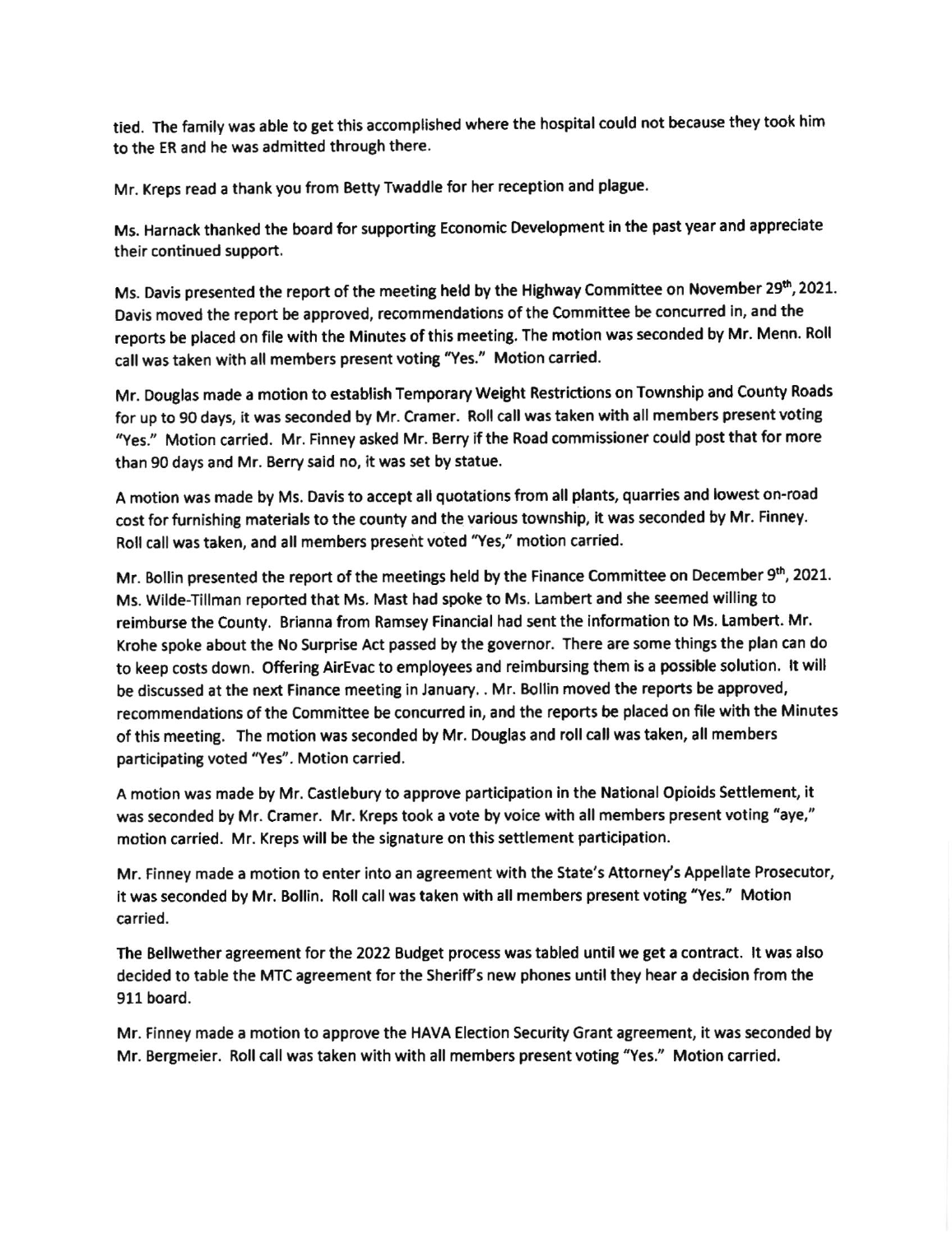tied. The family was able to get this accomplished where the hospital could not because they took him to the ER and he was admitted through there.

Mr. Kreps read a thank you from Betty Twaddle for her reception and plague.

Ms. Harnack thanked the board for supporting Economic Development in the past year and appreciate their continued support.

Ms. Davis presented the report of the meeting held by the Highway Committee on November 29th, 2021. Davis moved the report be approved, recommendations of the Committee be concurred in, and the reports be placed on file with the Minutes of this meeting. The motion was seconded by Mr. Menn. Roll call was taken with all members present voting "Yes." Motion carried.

Mr. Douglas made a motion to establish Temporary Weight Restrictions on Township and County Roads for up to 90 days, it was seconded by Mr. Cramer. Roll call was taken with all members present voting "Yes." Motion carried. Mr. Finney asked Mr. Berry if the Road commissioner could post that for more than 90 days and Mr. Berry said no, it was set by statue.

A motion was made by Ms. Davis to accept all quotations from all plants, quarries and lowest on-road cost for furnishing materials to the county and the various township, it was seconded by Mr. Finney. Roll call was taken, and all members present voted "Yes," motion carried.

Mr. Bollin presented the report of the meetings held by the Finance Committee on December 9th, 2021. Ms. Wilde-Tillman reported that Ms. Mast had spoke to Ms. Lambert and she seemed willing to reimburse the County. Brianna from Ramsey Financial had sent the information to Ms. Lambert. Mr. Krohe spoke about the No Surprise Act passed by the governor. There are some things the plan can do to keep costs down. Offering AirEvac to employees and reimbursing them is a possible solution. It will be discussed at the next Finance meeting in January. . Mr. Bollin moved the reports be approved, recommendations of the Committee be concurred in, and the reports be placed on file with the Minutes of this meeting. The motion was seconded by Mr. Douglas and roll call was taken, all members participating voted "Yes". Motion carried.

A motion was made by Mr. Castlebury to approve participation in the National Opioids Settlement, it was seconded by Mr. Cramer. Mr. Kreps took a vote by voice with all members present voting "aye," motion carried. Mr. Kreps will be the signature on this settlement participation.

Mr. Finney made a motion to enter into an agreement with the State's Attorney's Appellate Prosecutor, it was seconded by Mr. Bollin. Roll call was taken with all members present voting "Yes." Motion carried.

The Bellwether agreement for the 2022 Budget process was tabled until we get a contract. It was also decided to table the MTC agreement for the Sheriff's new phones until they hear a decision from the 911 board.

Mr. Finney made a motion to approve the HAVA Election Security Grant agreement, it was seconded by Mr. Bergmeier. Roll call was taken with with all members present voting "Yes." Motion carried.